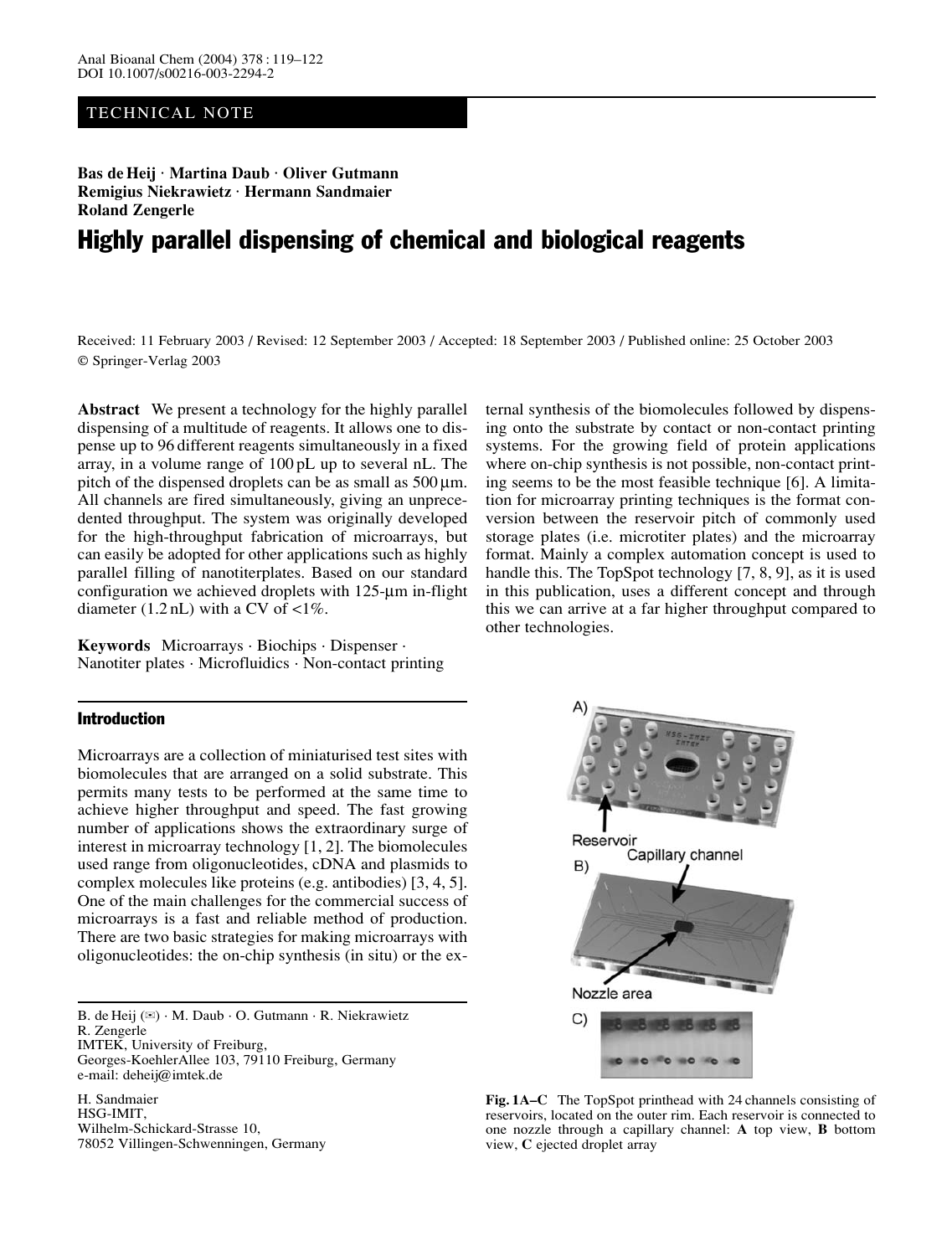TECHNICAL NOTE

**Bas de Heij · Martina Daub · Oliver Gutmann**
**Remigius Niekrawietz · Hermann Sandmaier**
**Roland Zengerle**

# Highly parallel dispensing of chemical and biological reagents

Received: 11 February 2003 / Revised: 12 September 2003 / Accepted: 18 September 2003 / Published online: 25 October 2003
© Springer-Verlag 2003

**Abstract** We present a technology for the highly parallel dispensing of a multitude of reagents. It allows one to dispense up to 96 different reagents simultaneously in a fixed array, in a volume range of 100 pL up to several nL. The pitch of the dispensed droplets can be as small as 500 µm. All channels are fired simultaneously, giving an unprecedented throughput. The system was originally developed for the high-throughput fabrication of microarrays, but can easily be adopted for other applications such as highly parallel filling of nanotiterplates. Based on our standard configuration we achieved droplets with 125-µm in-flight diameter (1.2 nL) with a CV of <1%.

**Keywords** Microarrays · Biochips · Dispenser · Nanotiter plates · Microfluidics · Non-contact printing

## Introduction

Microarrays are a collection of miniaturised test sites with biomolecules that are arranged on a solid substrate. This permits many tests to be performed at the same time to achieve higher throughput and speed. The fast growing number of applications shows the extraordinary surge of interest in microarray technology [1, 2]. The biomolecules used range from oligonucleotides, cDNA and plasmids to complex molecules like proteins (e.g. antibodies) [3, 4, 5]. One of the main challenges for the commercial success of microarrays is a fast and reliable method of production. There are two basic strategies for making microarrays with oligonucleotides: the on-chip synthesis (in situ) or the external synthesis of the biomolecules followed by dispensing onto the substrate by contact or non-contact printing systems. For the growing field of protein applications where on-chip synthesis is not possible, non-contact printing seems to be the most feasible technique [6]. A limitation for microarray printing techniques is the format conversion between the reservoir pitch of commonly used storage plates (i.e. microtiter plates) and the microarray format. Mainly a complex automation concept is used to handle this. The TopSpot technology [7, 8, 9], as it is used in this publication, uses a different concept and through this we can arrive at a far higher throughput compared to other technologies.

**Fig. 1A–C** The TopSpot printhead with 24 channels consisting of reservoirs, located on the outer rim. Each reservoir is connected to one nozzle through a capillary channel: **A** top view, **B** bottom view, **C** ejected droplet array

B. de Heij (✉) · M. Daub · O. Gutmann · R. Niekrawietz
R. Zengerle
IMTEK, University of Freiburg,
Georges-KoehlerAllee 103, 79110 Freiburg, Germany
e-mail: deheij@imtek.de

H. Sandmaier
HSG-IMIT,
Wilhelm-Schickard-Strasse 10,
78052 Villingen-Schwenningen, Germany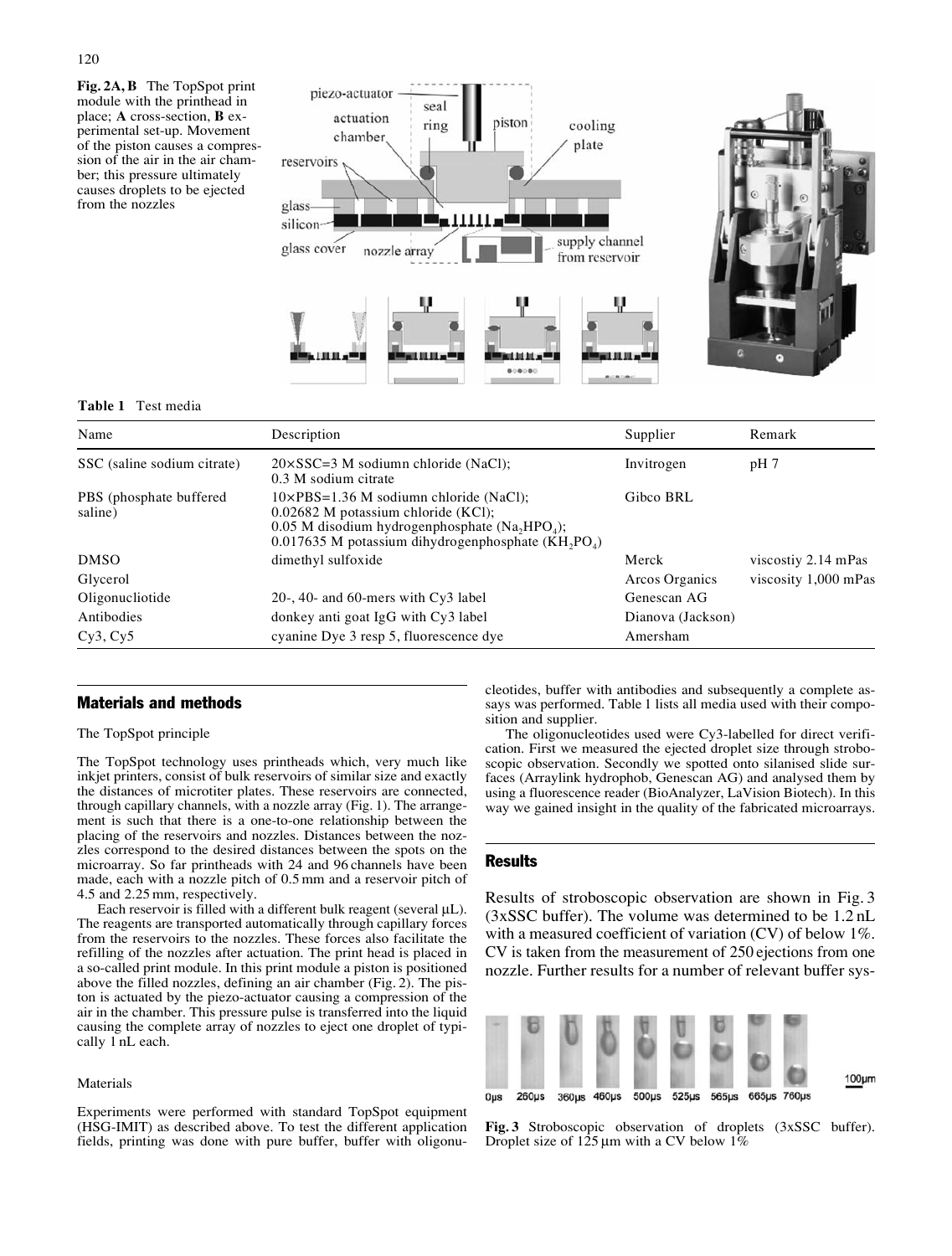**Fig. 2A, B** The TopSpot print module with the printhead in place; **A** cross-section, **B** experimental set-up. Movement of the piston causes a compression of the air in the air chamber; this pressure ultimately causes droplets to be ejected from the nozzles

**Table 1** Test media

| Name | Description | Supplier | Remark |
|---|---|---|---|
| SSC (saline sodium citrate) | 20×SSC=3 M sodiumn chloride (NaCl); 0.3 M sodium citrate | Invitrogen | pH 7 |
| PBS (phosphate buffered saline) | 10×PBS=1.36 M sodiumn chloride (NaCl); 0.02682 M potassium chloride (KCl); 0.05 M disodium hydrogenphosphate ($Na_2HPO_4$); 0.017635 M potassium dihydrogenphosphate ($KH_2PO_4$) | Gibco BRL | |
| DMSO | dimethyl sulfoxide | Merck | viscostiy 2.14 mPas |
| Glycerol | | Arcos Organics | viscosity 1,000 mPas |
| Oligonucliotide | 20-, 40- and 60-mers with Cy3 label | Genescan AG | |
| Antibodies | donkey anti goat IgG with Cy3 label | Dianova (Jackson) | |
| Cy3, Cy5 | cyanine Dye 3 resp 5, fluorescence dye | Amersham | |

## Materials and methods

The TopSpot principle

The TopSpot technology uses printheads which, very much like inkjet printers, consist of bulk reservoirs of similar size and exactly the distances of microtiter plates. These reservoirs are connected, through capillary channels, with a nozzle array (Fig. 1). The arrangement is such that there is a one-to-one relationship between the placing of the reservoirs and nozzles. Distances between the nozzles correspond to the desired distances between the spots on the microarray. So far printheads with 24 and 96 channels have been made, each with a nozzle pitch of 0.5 mm and a reservoir pitch of 4.5 and 2.25 mm, respectively.

Each reservoir is filled with a different bulk reagent (several µL). The reagents are transported automatically through capillary forces from the reservoirs to the nozzles. These forces also facilitate the refilling of the nozzles after actuation. The print head is placed in a so-called print module. In this print module a piston is positioned above the filled nozzles, defining an air chamber (Fig. 2). The piston is actuated by the piezo-actuator causing a compression of the air in the chamber. This pressure pulse is transferred into the liquid causing the complete array of nozzles to eject one droplet of typically 1 nL each.

Materials

Experiments were performed with standard TopSpot equipment (HSG-IMIT) as described above. To test the different application fields, printing was done with pure buffer, buffer with oligonucleotides, buffer with antibodies and subsequently a complete assays was performed. Table 1 lists all media used with their composition and supplier.

The oligonucleotides used were Cy3-labelled for direct verification. First we measured the ejected droplet size through stroboscopic observation. Secondly we spotted onto silanised slide surfaces (Arraylink hydrophob, Genescan AG) and analysed them by using a fluorescence reader (BioAnalyzer, LaVision Biotech). In this way we gained insight in the quality of the fabricated microarrays.

## Results

Results of stroboscopic observation are shown in Fig. 3 (3xSSC buffer). The volume was determined to be 1.2 nL with a measured coefficient of variation (CV) of below 1%. CV is taken from the measurement of 250 ejections from one nozzle. Further results for a number of relevant buffer sys-

**Fig. 3** Stroboscopic observation of droplets (3xSSC buffer). Droplet size of 125 µm with a CV below 1%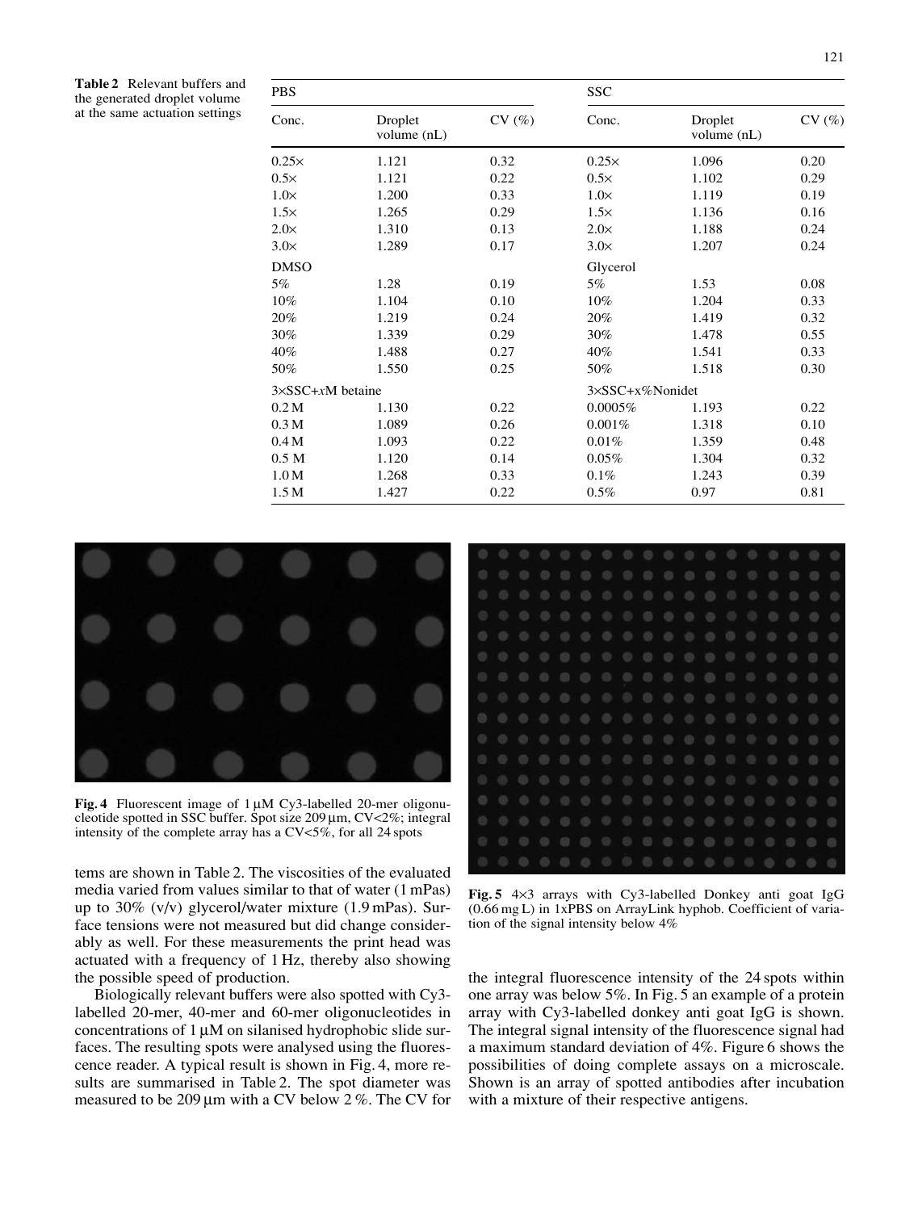**Table 2** Relevant buffers and the generated droplet volume at the same actuation settings

| PBS | | | SSC | | |
|---|---|---|---|---|---|
| Conc. | Droplet volume (nL) | CV (%) | Conc. | Droplet volume (nL) | CV (%) |
| 0.25× | 1.121 | 0.32 | 0.25× | 1.096 | 0.20 |
| 0.5× | 1.121 | 0.22 | 0.5× | 1.102 | 0.29 |
| 1.0× | 1.200 | 0.33 | 1.0× | 1.119 | 0.19 |
| 1.5× | 1.265 | 0.29 | 1.5× | 1.136 | 0.16 |
| 2.0× | 1.310 | 0.13 | 2.0× | 1.188 | 0.24 |
| 3.0× | 1.289 | 0.17 | 3.0× | 1.207 | 0.24 |
| DMSO | | | Glycerol | | |
| 5% | 1.28 | 0.19 | 5% | 1.53 | 0.08 |
| 10% | 1.104 | 0.10 | 10% | 1.204 | 0.33 |
| 20% | 1.219 | 0.24 | 20% | 1.419 | 0.32 |
| 30% | 1.339 | 0.29 | 30% | 1.478 | 0.55 |
| 40% | 1.488 | 0.27 | 40% | 1.541 | 0.33 |
| 50% | 1.550 | 0.25 | 50% | 1.518 | 0.30 |
| 3×SSC+*x*M betaine | | | 3×SSC+x%Nonidet | | |
| 0.2 M | 1.130 | 0.22 | 0.0005% | 1.193 | 0.22 |
| 0.3 M | 1.089 | 0.26 | 0.001% | 1.318 | 0.10 |
| 0.4 M | 1.093 | 0.22 | 0.01% | 1.359 | 0.48 |
| 0.5 M | 1.120 | 0.14 | 0.05% | 1.304 | 0.32 |
| 1.0 M | 1.268 | 0.33 | 0.1% | 1.243 | 0.39 |
| 1.5 M | 1.427 | 0.22 | 0.5% | 0.97 | 0.81 |

**Fig. 4** Fluorescent image of 1 μM Cy3-labelled 20-mer oligonucleotide spotted in SSC buffer. Spot size 209 μm, CV<2%; integral intensity of the complete array has a CV<5%, for all 24 spots

tems are shown in Table 2. The viscosities of the evaluated media varied from values similar to that of water (1 mPas) up to 30% (v/v) glycerol/water mixture (1.9 mPas). Surface tensions were not measured but did change considerably as well. For these measurements the print head was actuated with a frequency of 1 Hz, thereby also showing the possible speed of production.

Biologically relevant buffers were also spotted with Cy3-labelled 20-mer, 40-mer and 60-mer oligonucleotides in concentrations of 1 μM on silanised hydrophobic slide surfaces. The resulting spots were analysed using the fluorescence reader. A typical result is shown in Fig. 4, more results are summarised in Table 2. The spot diameter was measured to be 209 μm with a CV below 2 %. The CV for the integral fluorescence intensity of the 24 spots within one array was below 5%. In Fig. 5 an example of a protein array with Cy3-labelled donkey anti goat IgG is shown. The integral signal intensity of the fluorescence signal had a maximum standard deviation of 4%. Figure 6 shows the possibilities of doing complete assays on a microscale. Shown is an array of spotted antibodies after incubation with a mixture of their respective antigens.

**Fig. 5** 4×3 arrays with Cy3-labelled Donkey anti goat IgG (0.66 mg L) in 1xPBS on ArrayLink hyphob. Coefficient of variation of the signal intensity below 4%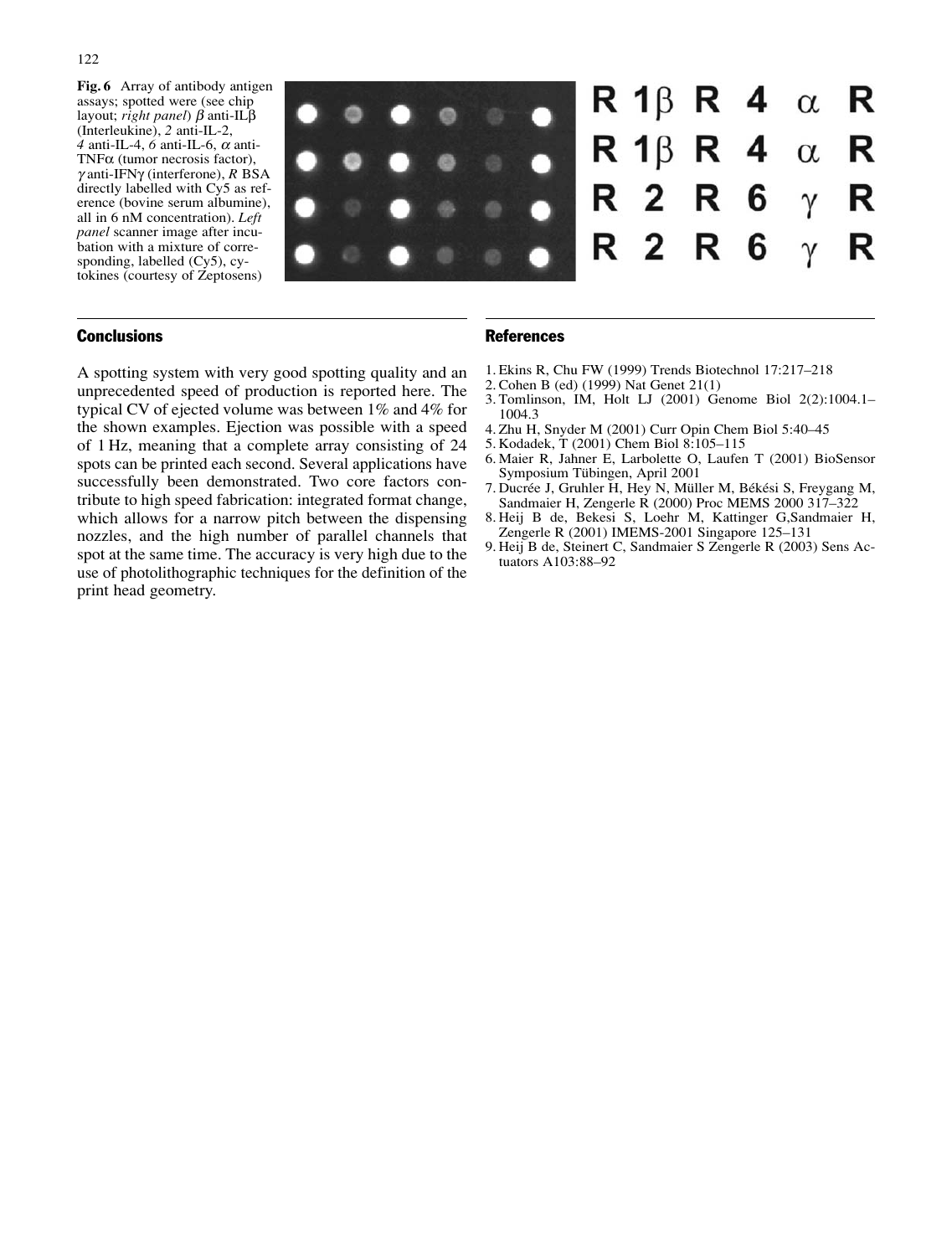**Fig. 6** Array of antibody antigen assays; spotted were (see chip layout; *right panel*) $\beta$ anti-IL$\beta$ (Interleukine), *2* anti-IL-2, *4* anti-IL-4, *6* anti-IL-6, $\alpha$ anti-TNF$\alpha$ (tumor necrosis factor), $\gamma$ anti-IFN$\gamma$ (interferone), *R* BSA directly labelled with Cy5 as reference (bovine serum albumine), all in 6 nM concentration). *Left panel* scanner image after incubation with a mixture of corresponding, labelled (Cy5), cytokines (courtesy of Zeptosens)

R 1β R 4 α R
R 1β R 4 α R
R 2 R 6 γ R
R 2 R 6 γ R

## Conclusions

A spotting system with very good spotting quality and an unprecedented speed of production is reported here. The typical CV of ejected volume was between 1% and 4% for the shown examples. Ejection was possible with a speed of 1 Hz, meaning that a complete array consisting of 24 spots can be printed each second. Several applications have successfully been demonstrated. Two core factors contribute to high speed fabrication: integrated format change, which allows for a narrow pitch between the dispensing nozzles, and the high number of parallel channels that spot at the same time. The accuracy is very high due to the use of photolithographic techniques for the definition of the print head geometry.

## References

1. Ekins R, Chu FW (1999) Trends Biotechnol 17:217–218
2. Cohen B (ed) (1999) Nat Genet 21(1)
3. Tomlinson, IM, Holt LJ (2001) Genome Biol 2(2):1004.1–1004.3
4. Zhu H, Snyder M (2001) Curr Opin Chem Biol 5:40–45
5. Kodadek, T (2001) Chem Biol 8:105–115
6. Maier R, Jahner E, Larbolette O, Laufen T (2001) BioSensor Symposium Tübingen, April 2001
7. Ducrée J, Gruhler H, Hey N, Müller M, Békési S, Freygang M, Sandmaier H, Zengerle R (2000) Proc MEMS 2000 317–322
8. Heij B de, Bekesi S, Loehr M, Kattinger G,Sandmaier H, Zengerle R (2001) IMEMS-2001 Singapore 125–131
9. Heij B de, Steinert C, Sandmaier S Zengerle R (2003) Sens Actuators A103:88–92